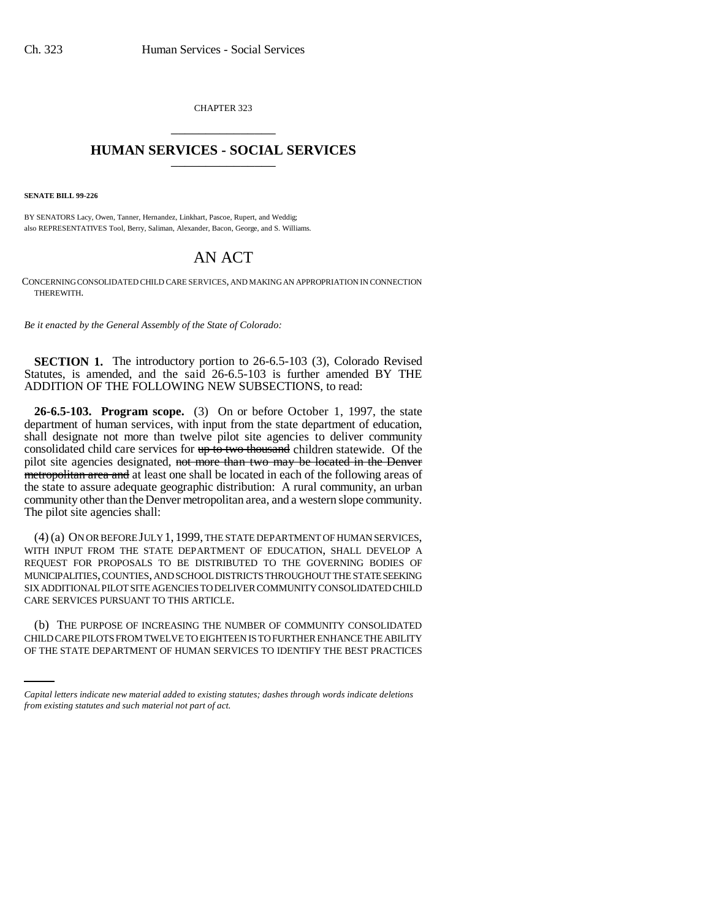CHAPTER 323

# HUMAN SERVICES - SOCIAL SERVICES

**SENATE BILL 99-226**

BY SENATORS Lacy, Owen, Tanner, Hernandez, Linkhart, Pascoe, Rupert, and Weddig;
also REPRESENTATIVES Tool, Berry, Saliman, Alexander, Bacon, George, and S. Williams.

# AN ACT

CONCERNING CONSOLIDATED CHILD CARE SERVICES, AND MAKING AN APPROPRIATION IN CONNECTION THEREWITH.

*Be it enacted by the General Assembly of the State of Colorado:*

**SECTION 1.** The introductory portion to 26-6.5-103 (3), Colorado Revised Statutes, is amended, and the said 26-6.5-103 is further amended BY THE ADDITION OF THE FOLLOWING NEW SUBSECTIONS, to read:

**26-6.5-103. Program scope.** (3) On or before October 1, 1997, the state department of human services, with input from the state department of education, shall designate not more than twelve pilot site agencies to deliver community consolidated child care services for ~~up to two thousand~~ children statewide. Of the pilot site agencies designated, ~~not more than two may be located in the Denver metropolitan area and~~ at least one shall be located in each of the following areas of the state to assure adequate geographic distribution: A rural community, an urban community other than the Denver metropolitan area, and a western slope community. The pilot site agencies shall:

(4) (a) ON OR BEFORE JULY 1, 1999, THE STATE DEPARTMENT OF HUMAN SERVICES, WITH INPUT FROM THE STATE DEPARTMENT OF EDUCATION, SHALL DEVELOP A REQUEST FOR PROPOSALS TO BE DISTRIBUTED TO THE GOVERNING BODIES OF MUNICIPALITIES, COUNTIES, AND SCHOOL DISTRICTS THROUGHOUT THE STATE SEEKING SIX ADDITIONAL PILOT SITE AGENCIES TO DELIVER COMMUNITY CONSOLIDATED CHILD CARE SERVICES PURSUANT TO THIS ARTICLE.

(b) THE PURPOSE OF INCREASING THE NUMBER OF COMMUNITY CONSOLIDATED CHILD CARE PILOTS FROM TWELVE TO EIGHTEEN IS TO FURTHER ENHANCE THE ABILITY OF THE STATE DEPARTMENT OF HUMAN SERVICES TO IDENTIFY THE BEST PRACTICES

*Capital letters indicate new material added to existing statutes; dashes through words indicate deletions from existing statutes and such material not part of act.*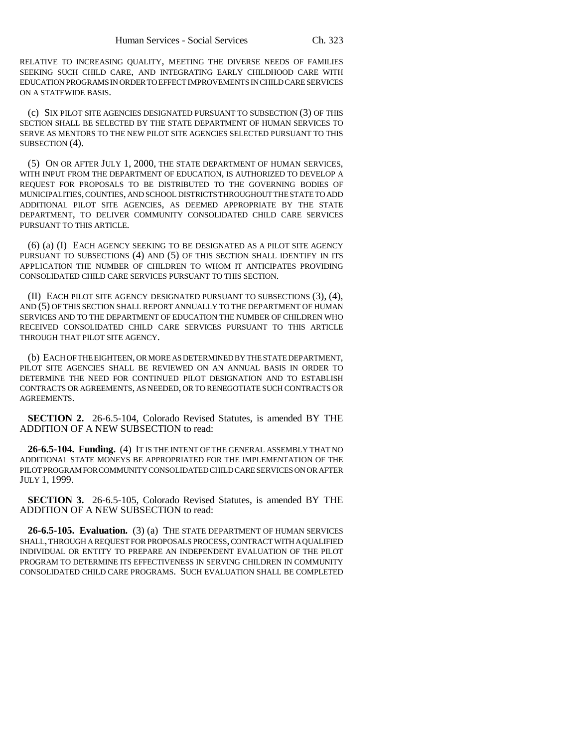RELATIVE TO INCREASING QUALITY, MEETING THE DIVERSE NEEDS OF FAMILIES SEEKING SUCH CHILD CARE, AND INTEGRATING EARLY CHILDHOOD CARE WITH EDUCATION PROGRAMS IN ORDER TO EFFECT IMPROVEMENTS IN CHILD CARE SERVICES ON A STATEWIDE BASIS.

(c) SIX PILOT SITE AGENCIES DESIGNATED PURSUANT TO SUBSECTION (3) OF THIS SECTION SHALL BE SELECTED BY THE STATE DEPARTMENT OF HUMAN SERVICES TO SERVE AS MENTORS TO THE NEW PILOT SITE AGENCIES SELECTED PURSUANT TO THIS SUBSECTION (4).

(5) ON OR AFTER JULY 1, 2000, THE STATE DEPARTMENT OF HUMAN SERVICES, WITH INPUT FROM THE DEPARTMENT OF EDUCATION, IS AUTHORIZED TO DEVELOP A REQUEST FOR PROPOSALS TO BE DISTRIBUTED TO THE GOVERNING BODIES OF MUNICIPALITIES, COUNTIES, AND SCHOOL DISTRICTS THROUGHOUT THE STATE TO ADD ADDITIONAL PILOT SITE AGENCIES, AS DEEMED APPROPRIATE BY THE STATE DEPARTMENT, TO DELIVER COMMUNITY CONSOLIDATED CHILD CARE SERVICES PURSUANT TO THIS ARTICLE.

(6) (a) (I) EACH AGENCY SEEKING TO BE DESIGNATED AS A PILOT SITE AGENCY PURSUANT TO SUBSECTIONS (4) AND (5) OF THIS SECTION SHALL IDENTIFY IN ITS APPLICATION THE NUMBER OF CHILDREN TO WHOM IT ANTICIPATES PROVIDING CONSOLIDATED CHILD CARE SERVICES PURSUANT TO THIS SECTION.

(II) EACH PILOT SITE AGENCY DESIGNATED PURSUANT TO SUBSECTIONS (3), (4), AND (5) OF THIS SECTION SHALL REPORT ANNUALLY TO THE DEPARTMENT OF HUMAN SERVICES AND TO THE DEPARTMENT OF EDUCATION THE NUMBER OF CHILDREN WHO RECEIVED CONSOLIDATED CHILD CARE SERVICES PURSUANT TO THIS ARTICLE THROUGH THAT PILOT SITE AGENCY.

(b) EACH OF THE EIGHTEEN, OR MORE AS DETERMINED BY THE STATE DEPARTMENT, PILOT SITE AGENCIES SHALL BE REVIEWED ON AN ANNUAL BASIS IN ORDER TO DETERMINE THE NEED FOR CONTINUED PILOT DESIGNATION AND TO ESTABLISH CONTRACTS OR AGREEMENTS, AS NEEDED, OR TO RENEGOTIATE SUCH CONTRACTS OR AGREEMENTS.

**SECTION 2.** 26-6.5-104, Colorado Revised Statutes, is amended BY THE ADDITION OF A NEW SUBSECTION to read:

**26-6.5-104. Funding.** (4) IT IS THE INTENT OF THE GENERAL ASSEMBLY THAT NO ADDITIONAL STATE MONEYS BE APPROPRIATED FOR THE IMPLEMENTATION OF THE PILOT PROGRAM FOR COMMUNITY CONSOLIDATED CHILD CARE SERVICES ON OR AFTER JULY 1, 1999.

**SECTION 3.** 26-6.5-105, Colorado Revised Statutes, is amended BY THE ADDITION OF A NEW SUBSECTION to read:

**26-6.5-105. Evaluation.** (3) (a) THE STATE DEPARTMENT OF HUMAN SERVICES SHALL, THROUGH A REQUEST FOR PROPOSALS PROCESS, CONTRACT WITH A QUALIFIED INDIVIDUAL OR ENTITY TO PREPARE AN INDEPENDENT EVALUATION OF THE PILOT PROGRAM TO DETERMINE ITS EFFECTIVENESS IN SERVING CHILDREN IN COMMUNITY CONSOLIDATED CHILD CARE PROGRAMS. SUCH EVALUATION SHALL BE COMPLETED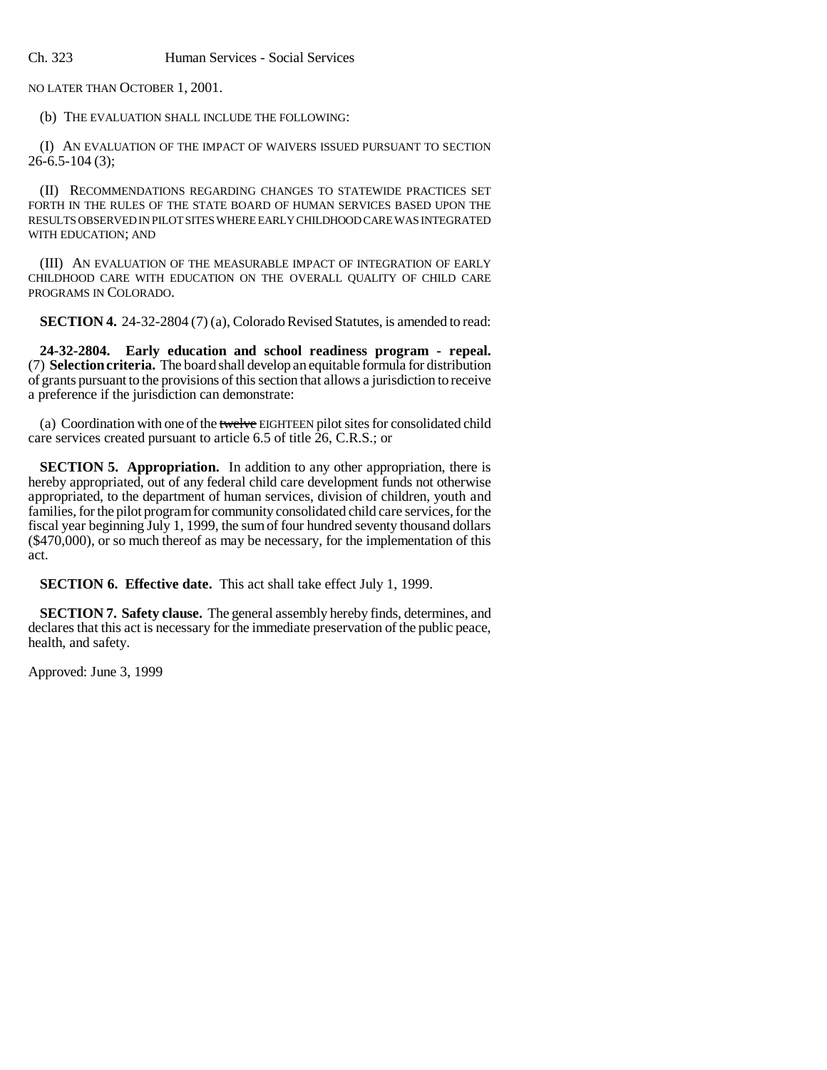NO LATER THAN OCTOBER 1, 2001.

(b) THE EVALUATION SHALL INCLUDE THE FOLLOWING:

(I) AN EVALUATION OF THE IMPACT OF WAIVERS ISSUED PURSUANT TO SECTION 26-6.5-104 (3);

(II) RECOMMENDATIONS REGARDING CHANGES TO STATEWIDE PRACTICES SET FORTH IN THE RULES OF THE STATE BOARD OF HUMAN SERVICES BASED UPON THE RESULTS OBSERVED IN PILOT SITES WHERE EARLY CHILDHOOD CARE WAS INTEGRATED WITH EDUCATION; AND

(III) AN EVALUATION OF THE MEASURABLE IMPACT OF INTEGRATION OF EARLY CHILDHOOD CARE WITH EDUCATION ON THE OVERALL QUALITY OF CHILD CARE PROGRAMS IN COLORADO.

**SECTION 4.** 24-32-2804 (7) (a), Colorado Revised Statutes, is amended to read:

**24-32-2804. Early education and school readiness program - repeal.** (7) **Selection criteria.** The board shall develop an equitable formula for distribution of grants pursuant to the provisions of this section that allows a jurisdiction to receive a preference if the jurisdiction can demonstrate:

(a) Coordination with one of the ~~twelve~~ EIGHTEEN pilot sites for consolidated child care services created pursuant to article 6.5 of title 26, C.R.S.; or

**SECTION 5. Appropriation.** In addition to any other appropriation, there is hereby appropriated, out of any federal child care development funds not otherwise appropriated, to the department of human services, division of children, youth and families, for the pilot program for community consolidated child care services, for the fiscal year beginning July 1, 1999, the sum of four hundred seventy thousand dollars ($470,000), or so much thereof as may be necessary, for the implementation of this act.

**SECTION 6. Effective date.** This act shall take effect July 1, 1999.

**SECTION 7. Safety clause.** The general assembly hereby finds, determines, and declares that this act is necessary for the immediate preservation of the public peace, health, and safety.

Approved: June 3, 1999